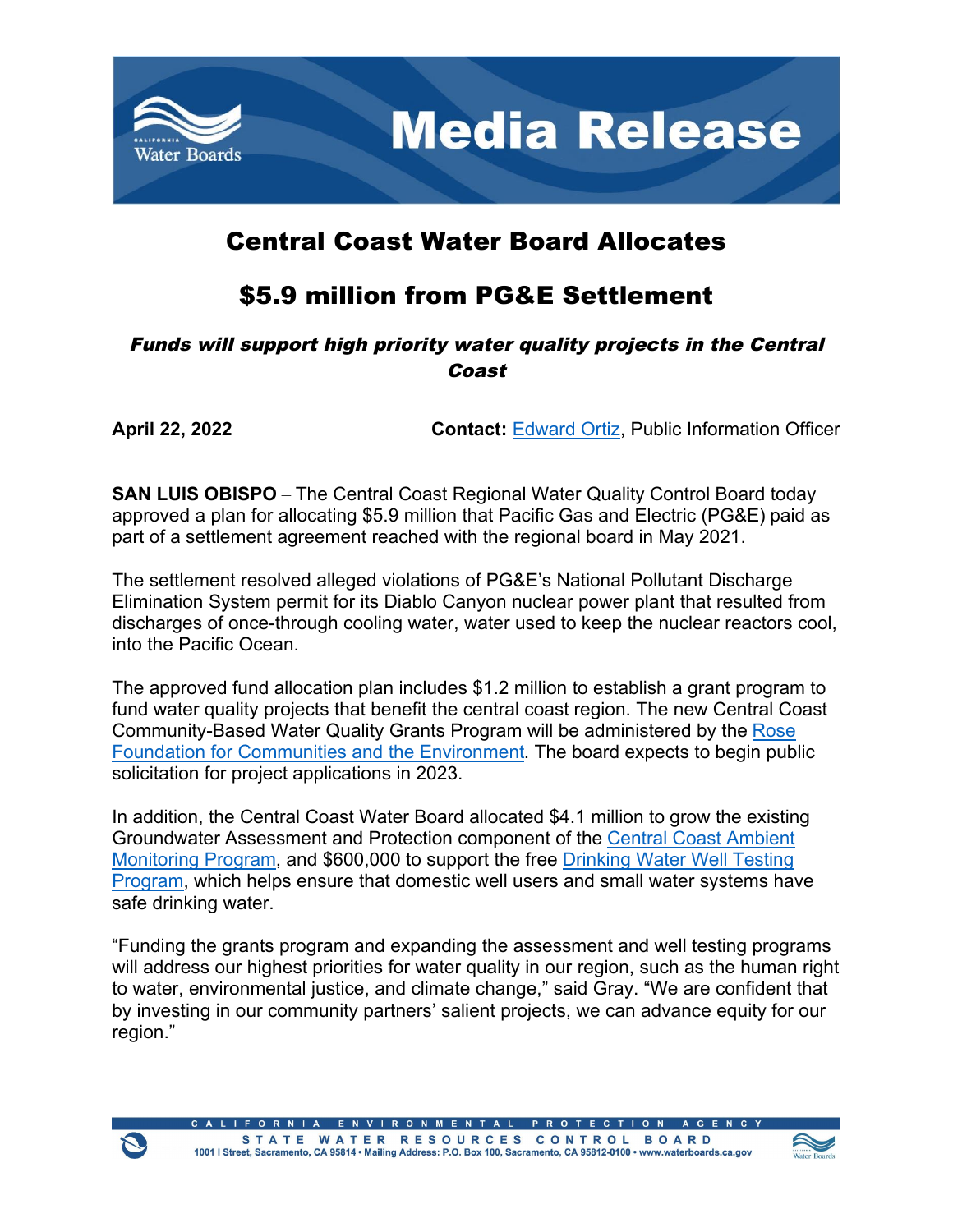# Media Release

## Central Coast Water Board Allocates

## $5.9 million from PG&E Settlement

***Funds will support high priority water quality projects in the Central Coast***

**April 22, 2022** **Contact:** Edward Ortiz, Public Information Officer

**SAN LUIS OBISPO** – The Central Coast Regional Water Quality Control Board today approved a plan for allocating $5.9 million that Pacific Gas and Electric (PG&E) paid as part of a settlement agreement reached with the regional board in May 2021.

The settlement resolved alleged violations of PG&E's National Pollutant Discharge Elimination System permit for its Diablo Canyon nuclear power plant that resulted from discharges of once-through cooling water, water used to keep the nuclear reactors cool, into the Pacific Ocean.

The approved fund allocation plan includes $1.2 million to establish a grant program to fund water quality projects that benefit the central coast region. The new Central Coast Community-Based Water Quality Grants Program will be administered by the Rose Foundation for Communities and the Environment. The board expects to begin public solicitation for project applications in 2023.

In addition, the Central Coast Water Board allocated $4.1 million to grow the existing Groundwater Assessment and Protection component of the Central Coast Ambient Monitoring Program, and $600,000 to support the free Drinking Water Well Testing Program, which helps ensure that domestic well users and small water systems have safe drinking water.

"Funding the grants program and expanding the assessment and well testing programs will address our highest priorities for water quality in our region, such as the human right to water, environmental justice, and climate change," said Gray. "We are confident that by investing in our community partners' salient projects, we can advance equity for our region."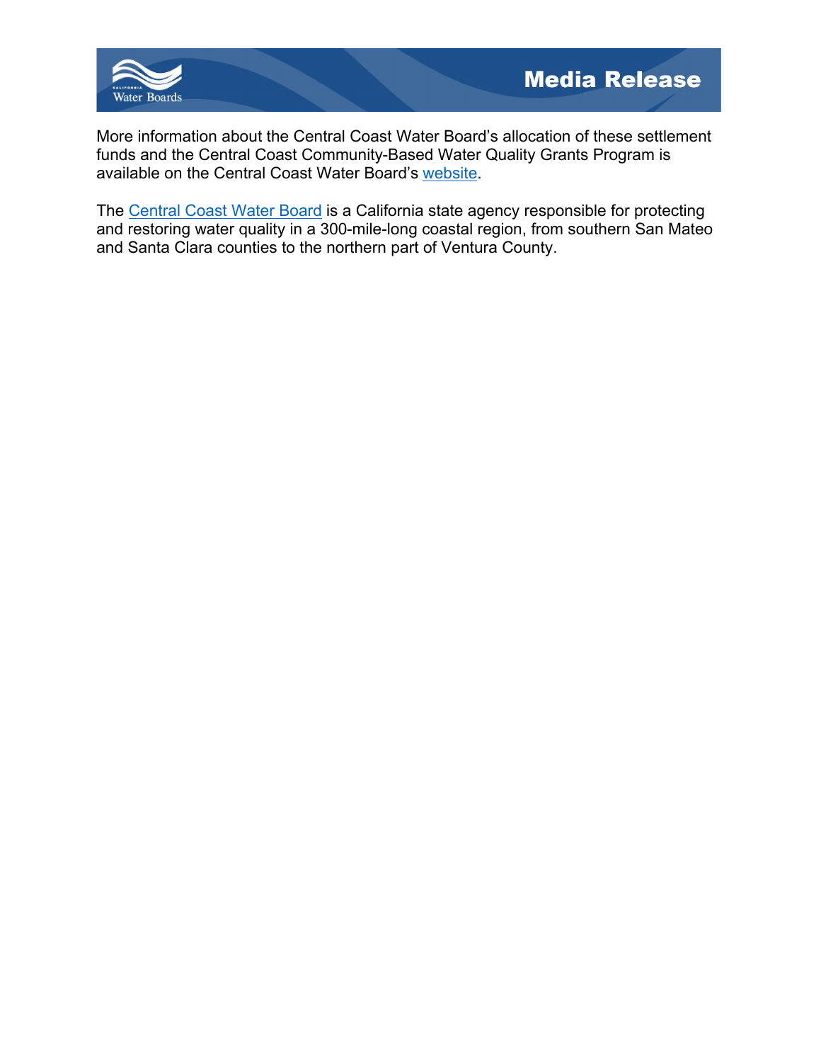More information about the Central Coast Water Board's allocation of these settlement funds and the Central Coast Community-Based Water Quality Grants Program is available on the Central Coast Water Board's website.

The Central Coast Water Board is a California state agency responsible for protecting and restoring water quality in a 300-mile-long coastal region, from southern San Mateo and Santa Clara counties to the northern part of Ventura County.